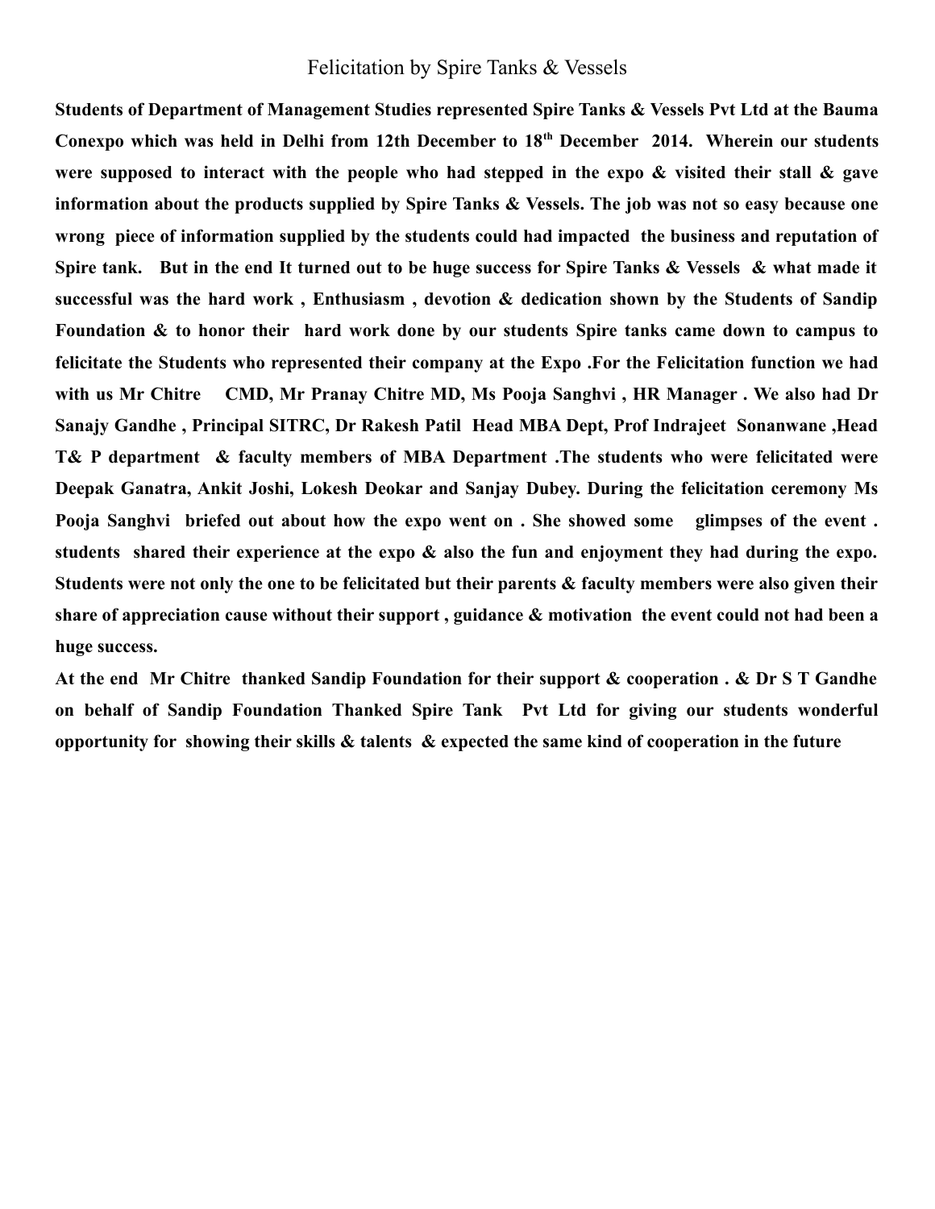# Felicitation by Spire Tanks & Vessels

**Students of Department of Management Studies represented Spire Tanks & Vessels Pvt Ltd at the Bauma Conexpo which was held in Delhi from 12th December to 18th December 2014. Wherein our students were supposed to interact with the people who had stepped in the expo & visited their stall & gave information about the products supplied by Spire Tanks & Vessels. The job was not so easy because one wrong piece of information supplied by the students could had impacted the business and reputation of Spire tank. But in the end It turned out to be huge success for Spire Tanks & Vessels & what made it successful was the hard work , Enthusiasm , devotion & dedication shown by the Students of Sandip Foundation & to honor their hard work done by our students Spire tanks came down to campus to felicitate the Students who represented their company at the Expo .For the Felicitation function we had with us Mr Chitre CMD, Mr Pranay Chitre MD, Ms Pooja Sanghvi , HR Manager . We also had Dr Sanajy Gandhe , Principal SITRC, Dr Rakesh Patil Head MBA Dept, Prof Indrajeet Sonanwane ,Head T& P department & faculty members of MBA Department .The students who were felicitated were Deepak Ganatra, Ankit Joshi, Lokesh Deokar and Sanjay Dubey. During the felicitation ceremony Ms Pooja Sanghvi briefed out about how the expo went on . She showed some glimpses of the event . students shared their experience at the expo & also the fun and enjoyment they had during the expo. Students were not only the one to be felicitated but their parents & faculty members were also given their share of appreciation cause without their support , guidance & motivation the event could not had been a huge success.**

**At the end Mr Chitre thanked Sandip Foundation for their support & cooperation . & Dr S T Gandhe on behalf of Sandip Foundation Thanked Spire Tank Pvt Ltd for giving our students wonderful opportunity for showing their skills & talents & expected the same kind of cooperation in the future**